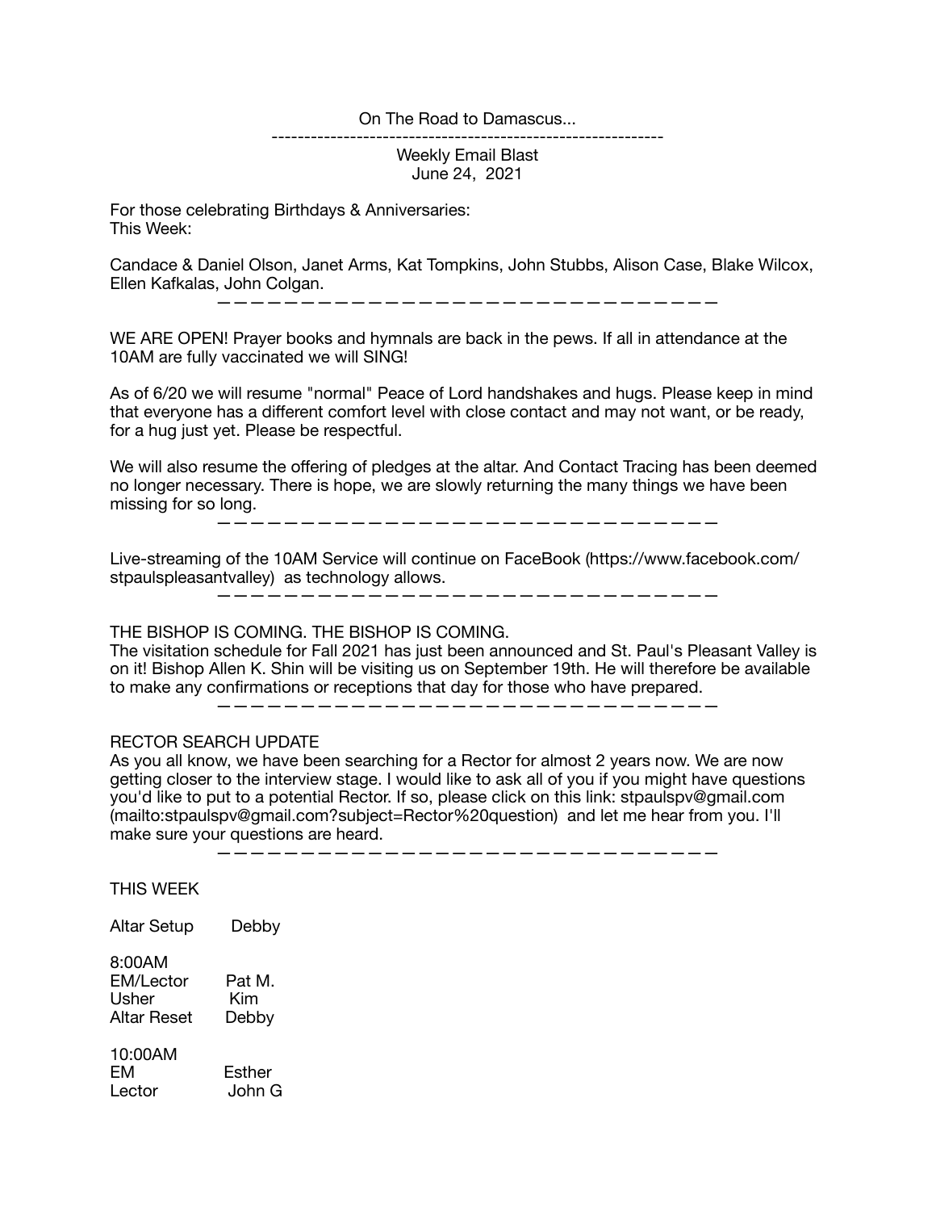On The Road to Damascus...

---

Weekly Email Blast
June 24, 2021

For those celebrating Birthdays & Anniversaries:
This Week:

Candace & Daniel Olson, Janet Arms, Kat Tompkins, John Stubbs, Alison Case, Blake Wilcox, Ellen Kafkalas, John Colgan.

---

WE ARE OPEN! Prayer books and hymnals are back in the pews. If all in attendance at the 10AM are fully vaccinated we will SING!

As of 6/20 we will resume "normal" Peace of Lord handshakes and hugs. Please keep in mind that everyone has a different comfort level with close contact and may not want, or be ready, for a hug just yet. Please be respectful.

We will also resume the offering of pledges at the altar. And Contact Tracing has been deemed no longer necessary. There is hope, we are slowly returning the many things we have been missing for so long.

---

Live-streaming of the 10AM Service will continue on FaceBook (https://www.facebook.com/stpaulspleasantvalley) as technology allows.

---

THE BISHOP IS COMING. THE BISHOP IS COMING.
The visitation schedule for Fall 2021 has just been announced and St. Paul's Pleasant Valley is on it! Bishop Allen K. Shin will be visiting us on September 19th. He will therefore be available to make any confirmations or receptions that day for those who have prepared.

---

RECTOR SEARCH UPDATE
As you all know, we have been searching for a Rector for almost 2 years now. We are now getting closer to the interview stage. I would like to ask all of you if you might have questions you'd like to put to a potential Rector. If so, please click on this link: stpaulspv@gmail.com (mailto:stpaulspv@gmail.com?subject=Rector%20question) and let me hear from you. I'll make sure your questions are heard.

---

THIS WEEK

Altar Setup Debby

8:00AM
EM/Lector Pat M.
Usher Kim
Altar Reset Debby

10:00AM
EM Esther
Lector John G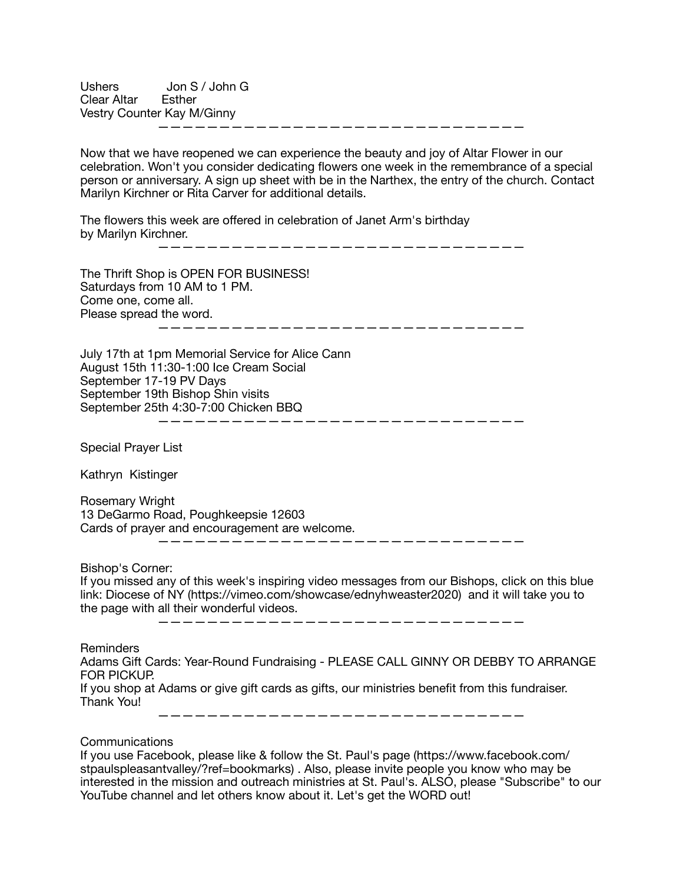Ushers Jon S / John G
Clear Altar Esther
Vestry Counter Kay M/Ginny

---

Now that we have reopened we can experience the beauty and joy of Altar Flower in our celebration. Won't you consider dedicating flowers one week in the remembrance of a special person or anniversary. A sign up sheet with be in the Narthex, the entry of the church. Contact Marilyn Kirchner or Rita Carver for additional details.

The flowers this week are offered in celebration of Janet Arm's birthday by Marilyn Kirchner.

---

The Thrift Shop is OPEN FOR BUSINESS!
Saturdays from 10 AM to 1 PM.
Come one, come all.
Please spread the word.

---

July 17th at 1pm Memorial Service for Alice Cann
August 15th 11:30-1:00 Ice Cream Social
September 17-19 PV Days
September 19th Bishop Shin visits
September 25th 4:30-7:00 Chicken BBQ

---

Special Prayer List

Kathryn Kistinger

Rosemary Wright
13 DeGarmo Road, Poughkeepsie 12603
Cards of prayer and encouragement are welcome.

---

Bishop's Corner:
If you missed any of this week's inspiring video messages from our Bishops, click on this blue link: Diocese of NY (https://vimeo.com/showcase/ednyhweaster2020) and it will take you to the page with all their wonderful videos.

---

Reminders
Adams Gift Cards: Year-Round Fundraising - PLEASE CALL GINNY OR DEBBY TO ARRANGE FOR PICKUP.
If you shop at Adams or give gift cards as gifts, our ministries benefit from this fundraiser. Thank You!

---

Communications
If you use Facebook, please like & follow the St. Paul's page (https://www.facebook.com/stpaulspleasantvalley/?ref=bookmarks) . Also, please invite people you know who may be interested in the mission and outreach ministries at St. Paul's. ALSO, please "Subscribe" to our YouTube channel and let others know about it. Let's get the WORD out!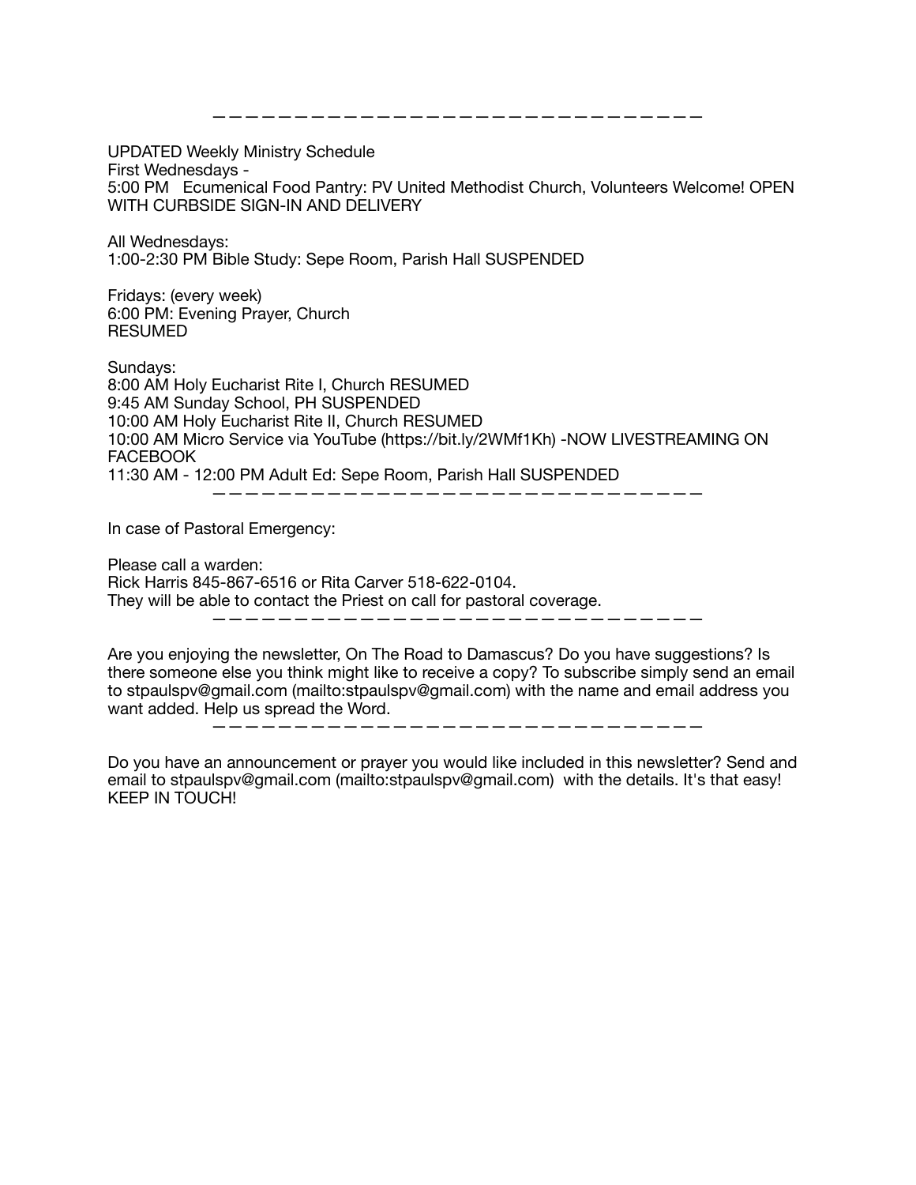———————————————————————————

UPDATED Weekly Ministry Schedule
First Wednesdays -
5:00 PM   Ecumenical Food Pantry: PV United Methodist Church, Volunteers Welcome! OPEN WITH CURBSIDE SIGN-IN AND DELIVERY

All Wednesdays:
1:00-2:30 PM Bible Study: Sepe Room, Parish Hall SUSPENDED

Fridays: (every week)
6:00 PM: Evening Prayer, Church
RESUMED

Sundays:
8:00 AM Holy Eucharist Rite I, Church RESUMED
9:45 AM Sunday School, PH SUSPENDED
10:00 AM Holy Eucharist Rite II, Church RESUMED
10:00 AM Micro Service via YouTube (https://bit.ly/2WMf1Kh) -NOW LIVESTREAMING ON FACEBOOK
11:30 AM - 12:00 PM Adult Ed: Sepe Room, Parish Hall SUSPENDED

———————————————————————————

In case of Pastoral Emergency:

Please call a warden:
Rick Harris 845-867-6516 or Rita Carver 518-622-0104.
They will be able to contact the Priest on call for pastoral coverage.

———————————————————————————

Are you enjoying the newsletter, On The Road to Damascus? Do you have suggestions? Is there someone else you think might like to receive a copy? To subscribe simply send an email to stpaulspv@gmail.com (mailto:stpaulspv@gmail.com) with the name and email address you want added. Help us spread the Word.

———————————————————————————

Do you have an announcement or prayer you would like included in this newsletter? Send and email to stpaulspv@gmail.com (mailto:stpaulspv@gmail.com) with the details. It's that easy! KEEP IN TOUCH!